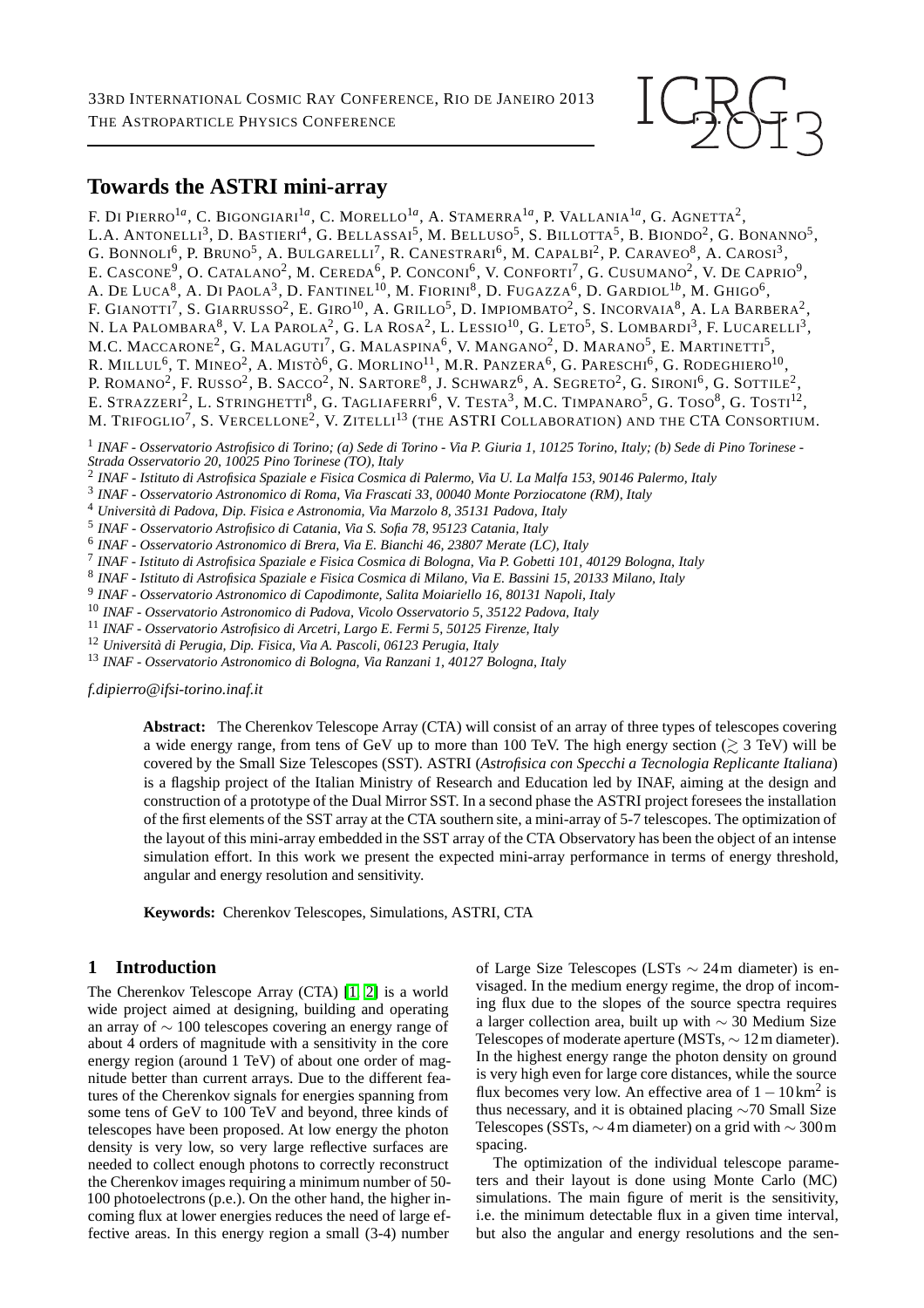# Towards the ASTRI mini-array

F. Di Pierro[1a], C. Bigongiari[1a], C. Morello[1a], A. Stamerra[1a], P. Vallania[1a], G. Agnetta[2], L.A. Antonelli[3], D. Bastieri[4], G. Bellassai[5], M. Belluso[5], S. Billotta[5], B. Biondo[2], G. Bonanno[5], G. Bonnoli[6], P. Bruno[5], A. Bulgarelli[7], R. Canestrari[6], M. Capalbi[2], P. Caraveo[8], A. Carosi[3], E. Cascone[9], O. Catalano[2], M. Cereda[6], P. Conconi[6], V. Conforti[7], G. Cusumano[2], V. De Caprio[9], A. De Luca[8], A. Di Paola[3], D. Fantinel[10], M. Fiorini[8], D. Fugazza[6], D. Gardiol[1b], M. Ghigo[6], F. Gianotti[7], S. Giarrusso[2], E. Giro[10], A. Grillo[5], D. Impiombato[2], S. Incorvaia[8], A. La Barbera[2], N. La Palombara[8], V. La Parola[2], G. La Rosa[2], L. Lessio[10], G. Leto[5], S. Lombardi[3], F. Lucarelli[3], M.C. Maccarone[2], G. Malaguti[7], G. Malaspina[6], V. Mangano[2], D. Marano[5], E. Martinetti[5], R. Millul[6], T. Mineo[2], A. Mistò[6], G. Morlino[11], M.R. Panzera[6], G. Pareschi[6], G. Rodeghiero[10], P. Romano[2], F. Russo[2], B. Sacco[2], N. Sartore[8], J. Schwarz[6], A. Segreto[2], G. Sironi[6], G. Sottile[2], E. Strazzeri[2], L. Stringhetti[8], G. Tagliaferri[6], V. Testa[3], M.C. Timpanaro[5], G. Toso[8], G. Tosti[12], M. Trifoglio[7], S. Vercellone[2], V. Zitelli[13] (the ASTRI Collaboration) and the CTA Consortium.

[1] *INAF - Osservatorio Astrofisico di Torino; (a) Sede di Torino - Via P. Giuria 1, 10125 Torino, Italy; (b) Sede di Pino Torinese - Strada Osservatorio 20, 10025 Pino Torinese (TO), Italy*
[2] *INAF - Istituto di Astrofisica Spaziale e Fisica Cosmica di Palermo, Via U. La Malfa 153, 90146 Palermo, Italy*
[3] *INAF - Osservatorio Astronomico di Roma, Via Frascati 33, 00040 Monte Porziocatone (RM), Italy*
[4] *Università di Padova, Dip. Fisica e Astronomia, Via Marzolo 8, 35131 Padova, Italy*
[5] *INAF - Osservatorio Astrofisico di Catania, Via S. Sofia 78, 95123 Catania, Italy*
[6] *INAF - Osservatorio Astronomico di Brera, Via E. Bianchi 46, 23807 Merate (LC), Italy*
[7] *INAF - Istituto di Astrofisica Spaziale e Fisica Cosmica di Bologna, Via P. Gobetti 101, 40129 Bologna, Italy*
[8] *INAF - Istituto di Astrofisica Spaziale e Fisica Cosmica di Milano, Via E. Bassini 15, 20133 Milano, Italy*
[9] *INAF - Osservatorio Astronomico di Capodimonte, Salita Moiariello 16, 80131 Napoli, Italy*
[10] *INAF - Osservatorio Astronomico di Padova, Vicolo Osservatorio 5, 35122 Padova, Italy*
[11] *INAF - Osservatorio Astrofisico di Arcetri, Largo E. Fermi 5, 50125 Firenze, Italy*
[12] *Università di Perugia, Dip. Fisica, Via A. Pascoli, 06123 Perugia, Italy*
[13] *INAF - Osservatorio Astronomico di Bologna, Via Ranzani 1, 40127 Bologna, Italy*

*f.dipierro@ifsi-torino.inaf.it*

**Abstract:** The Cherenkov Telescope Array (CTA) will consist of an array of three types of telescopes covering a wide energy range, from tens of GeV up to more than 100 TeV. The high energy section ($\gtrsim$ 3 TeV) will be covered by the Small Size Telescopes (SST). ASTRI (*Astrofisica con Specchi a Tecnologia Replicante Italiana*) is a flagship project of the Italian Ministry of Research and Education led by INAF, aiming at the design and construction of a prototype of the Dual Mirror SST. In a second phase the ASTRI project foresees the installation of the first elements of the SST array at the CTA southern site, a mini-array of 5-7 telescopes. The optimization of the layout of this mini-array embedded in the SST array of the CTA Observatory has been the object of an intense simulation effort. In this work we present the expected mini-array performance in terms of energy threshold, angular and energy resolution and sensitivity.

**Keywords:** Cherenkov Telescopes, Simulations, ASTRI, CTA

## 1 Introduction

The Cherenkov Telescope Array (CTA) [1, 2] is a world wide project aimed at designing, building and operating an array of $\sim$ 100 telescopes covering an energy range of about 4 orders of magnitude with a sensitivity in the core energy region (around 1 TeV) of about one order of magnitude better than current arrays. Due to the different features of the Cherenkov signals for energies spanning from some tens of GeV to 100 TeV and beyond, three kinds of telescopes have been proposed. At low energy the photon density is very low, so very large reflective surfaces are needed to collect enough photons to correctly reconstruct the Cherenkov images requiring a minimum number of 50-100 photoelectrons (p.e.). On the other hand, the higher incoming flux at lower energies reduces the need of large effective areas. In this energy region a small (3-4) number of Large Size Telescopes (LSTs $\sim$ 24 m diameter) is envisaged. In the medium energy regime, the drop of incoming flux due to the slopes of the source spectra requires a larger collection area, built up with $\sim$ 30 Medium Size Telescopes of moderate aperture (MSTs, $\sim$ 12 m diameter). In the highest energy range the photon density on ground is very high even for large core distances, while the source flux becomes very low. An effective area of $1-10\,\mathrm{km}^2$ is thus necessary, and it is obtained placing $\sim$70 Small Size Telescopes (SSTs, $\sim$ 4 m diameter) on a grid with $\sim$ 300 m spacing.

The optimization of the individual telescope parameters and their layout is done using Monte Carlo (MC) simulations. The main figure of merit is the sensitivity, i.e. the minimum detectable flux in a given time interval, but also the angular and energy resolutions and the sen-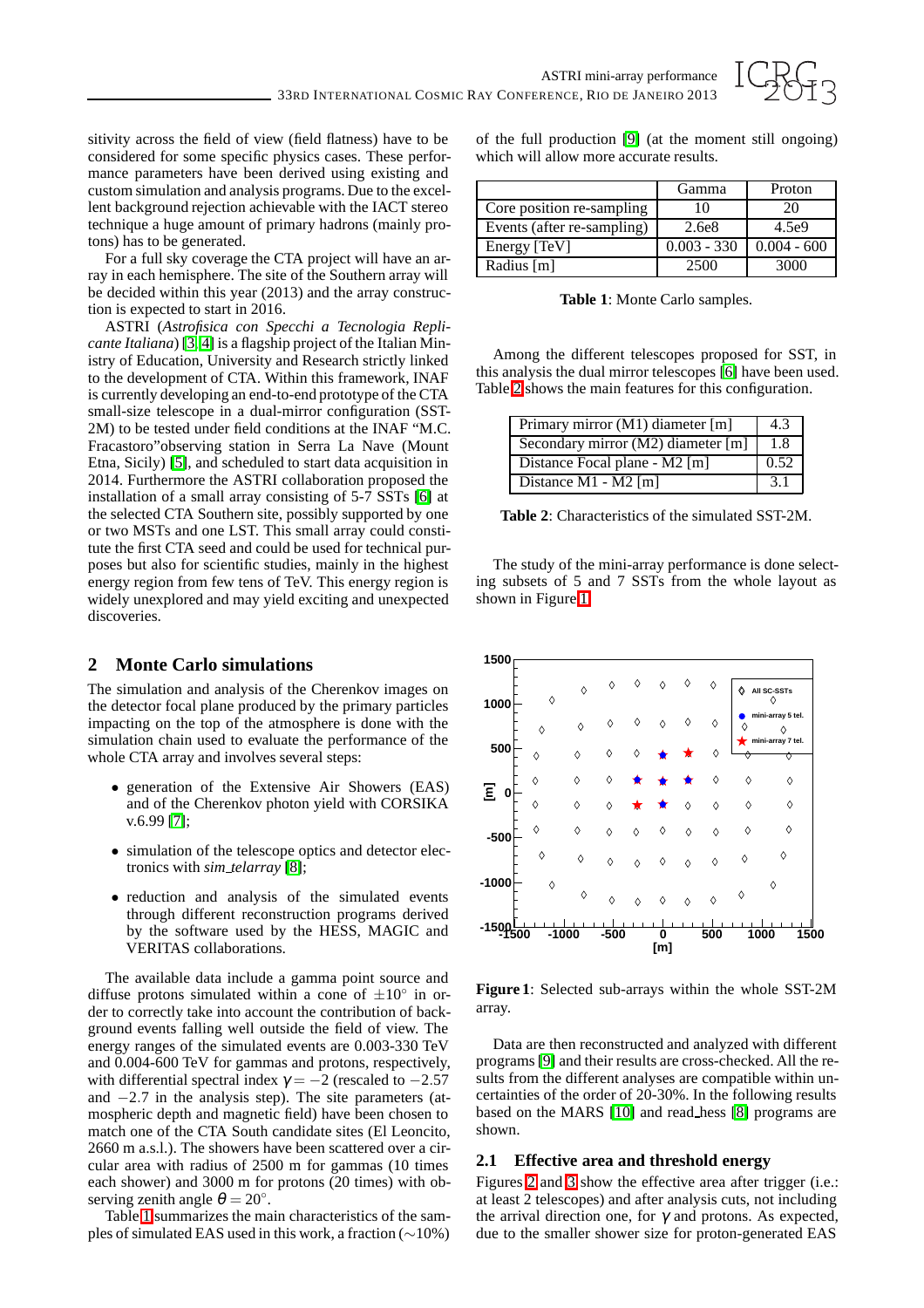sitivity across the field of view (field flatness) have to be considered for some specific physics cases. These performance parameters have been derived using existing and custom simulation and analysis programs. Due to the excellent background rejection achievable with the IACT stereo technique a huge amount of primary hadrons (mainly protons) has to be generated.

For a full sky coverage the CTA project will have an array in each hemisphere. The site of the Southern array will be decided within this year (2013) and the array construction is expected to start in 2016.

ASTRI (*Astrofisica con Specchi a Tecnologia Replicante Italiana*) [3, 4] is a flagship project of the Italian Ministry of Education, University and Research strictly linked to the development of CTA. Within this framework, INAF is currently developing an end-to-end prototype of the CTA small-size telescope in a dual-mirror configuration (SST-2M) to be tested under field conditions at the INAF "M.C. Fracastoro"observing station in Serra La Nave (Mount Etna, Sicily) [5], and scheduled to start data acquisition in 2014. Furthermore the ASTRI collaboration proposed the installation of a small array consisting of 5-7 SSTs [6] at the selected CTA Southern site, possibly supported by one or two MSTs and one LST. This small array could constitute the first CTA seed and could be used for technical purposes but also for scientific studies, mainly in the highest energy region from few tens of TeV. This energy region is widely unexplored and may yield exciting and unexpected discoveries.

## 2 Monte Carlo simulations

The simulation and analysis of the Cherenkov images on the detector focal plane produced by the primary particles impacting on the top of the atmosphere is done with the simulation chain used to evaluate the performance of the whole CTA array and involves several steps:

- generation of the Extensive Air Showers (EAS) and of the Cherenkov photon yield with CORSIKA v.6.99 [7];
- simulation of the telescope optics and detector electronics with *sim_telarray* [8];
- reduction and analysis of the simulated events through different reconstruction programs derived by the software used by the HESS, MAGIC and VERITAS collaborations.

The available data include a gamma point source and diffuse protons simulated within a cone of $\pm 10^{\circ}$ in order to correctly take into account the contribution of background events falling well outside the field of view. The energy ranges of the simulated events are 0.003-330 TeV and 0.004-600 TeV for gammas and protons, respectively, with differential spectral index $\gamma = -2$ (rescaled to $-2.57$ and $-2.7$ in the analysis step). The site parameters (atmospheric depth and magnetic field) have been chosen to match one of the CTA South candidate sites (El Leoncito, 2660 m a.s.l.). The showers have been scattered over a circular area with radius of 2500 m for gammas (10 times each shower) and 3000 m for protons (20 times) with observing zenith angle $\theta = 20^{\circ}$.

Table 1 summarizes the main characteristics of the samples of simulated EAS used in this work, a fraction ($\sim$10%) of the full production [9] (at the moment still ongoing) which will allow more accurate results.

| | Gamma | Proton |
|---|---|---|
| Core position re-sampling | 10 | 20 |
| Events (after re-sampling) | 2.6e8 | 4.5e9 |
| Energy [TeV] | 0.003 - 330 | 0.004 - 600 |
| Radius [m] | 2500 | 3000 |

**Table 1**: Monte Carlo samples.

Among the different telescopes proposed for SST, in this analysis the dual mirror telescopes [6] have been used. Table 2 shows the main features for this configuration.

| | |
|---|---|
| Primary mirror (M1) diameter [m] | 4.3 |
| Secondary mirror (M2) diameter [m] | 1.8 |
| Distance Focal plane - M2 [m] | 0.52 |
| Distance M1 - M2 [m] | 3.1 |

**Table 2**: Characteristics of the simulated SST-2M.

The study of the mini-array performance is done selecting subsets of 5 and 7 SSTs from the whole layout as shown in Figure 1.

**Figure 1**: Selected sub-arrays within the whole SST-2M array.

Data are then reconstructed and analyzed with different programs [9] and their results are cross-checked. All the results from the different analyses are compatible within uncertainties of the order of 20-30%. In the following results based on the MARS [10] and read_hess [8] programs are shown.

### 2.1 Effective area and threshold energy

Figures 2 and 3 show the effective area after trigger (i.e.: at least 2 telescopes) and after analysis cuts, not including the arrival direction one, for $\gamma$ and protons. As expected, due to the smaller shower size for proton-generated EAS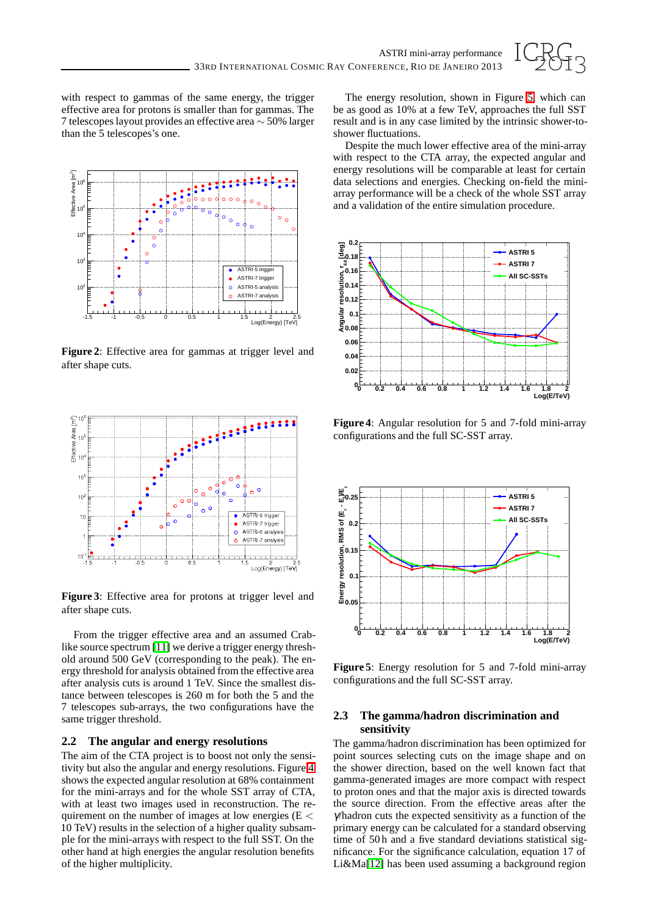with respect to gammas of the same energy, the trigger effective area for protons is smaller than for gammas. The 7 telescopes layout provides an effective area $\sim 50\%$ larger than the 5 telescopes's one.

**Figure 2**: Effective area for gammas at trigger level and after shape cuts.

**Figure 3**: Effective area for protons at trigger level and after shape cuts.

From the trigger effective area and an assumed Crab-like source spectrum [11] we derive a trigger energy threshold around 500 GeV (corresponding to the peak). The energy threshold for analysis obtained from the effective area after analysis cuts is around 1 TeV. Since the smallest distance between telescopes is 260 m for both the 5 and the 7 telescopes sub-arrays, the two configurations have the same trigger threshold.

## 2.2 The angular and energy resolutions

The aim of the CTA project is to boost not only the sensitivity but also the angular and energy resolutions. Figure 4 shows the expected angular resolution at 68% containment for the mini-arrays and for the whole SST array of CTA, with at least two images used in reconstruction. The requirement on the number of images at low energies ($E <$ 10 TeV) results in the selection of a higher quality subsample for the mini-arrays with respect to the full SST. On the other hand at high energies the angular resolution benefits of the higher multiplicity.

The energy resolution, shown in Figure 5 which can be as good as 10% at a few TeV, approaches the full SST result and is in any case limited by the intrinsic shower-to-shower fluctuations.

Despite the much lower effective area of the mini-array with respect to the CTA array, the expected angular and energy resolutions will be comparable at least for certain data selections and energies. Checking on-field the mini-array performance will be a check of the whole SST array and a validation of the entire simulation procedure.

**Figure 4**: Angular resolution for 5 and 7-fold mini-array configurations and the full SC-SST array.

**Figure 5**: Energy resolution for 5 and 7-fold mini-array configurations and the full SC-SST array.

## 2.3 The gamma/hadron discrimination and sensitivity

The gamma/hadron discrimination has been optimized for point sources selecting cuts on the image shape and on the shower direction, based on the well known fact that gamma-generated images are more compact with respect to proton ones and that the major axis is directed towards the source direction. From the effective areas after the $\gamma$/hadron cuts the expected sensitivity as a function of the primary energy can be calculated for a standard observing time of 50 h and a five standard deviations statistical significance. For the significance calculation, equation 17 of Li&Ma[12] has been used assuming a background region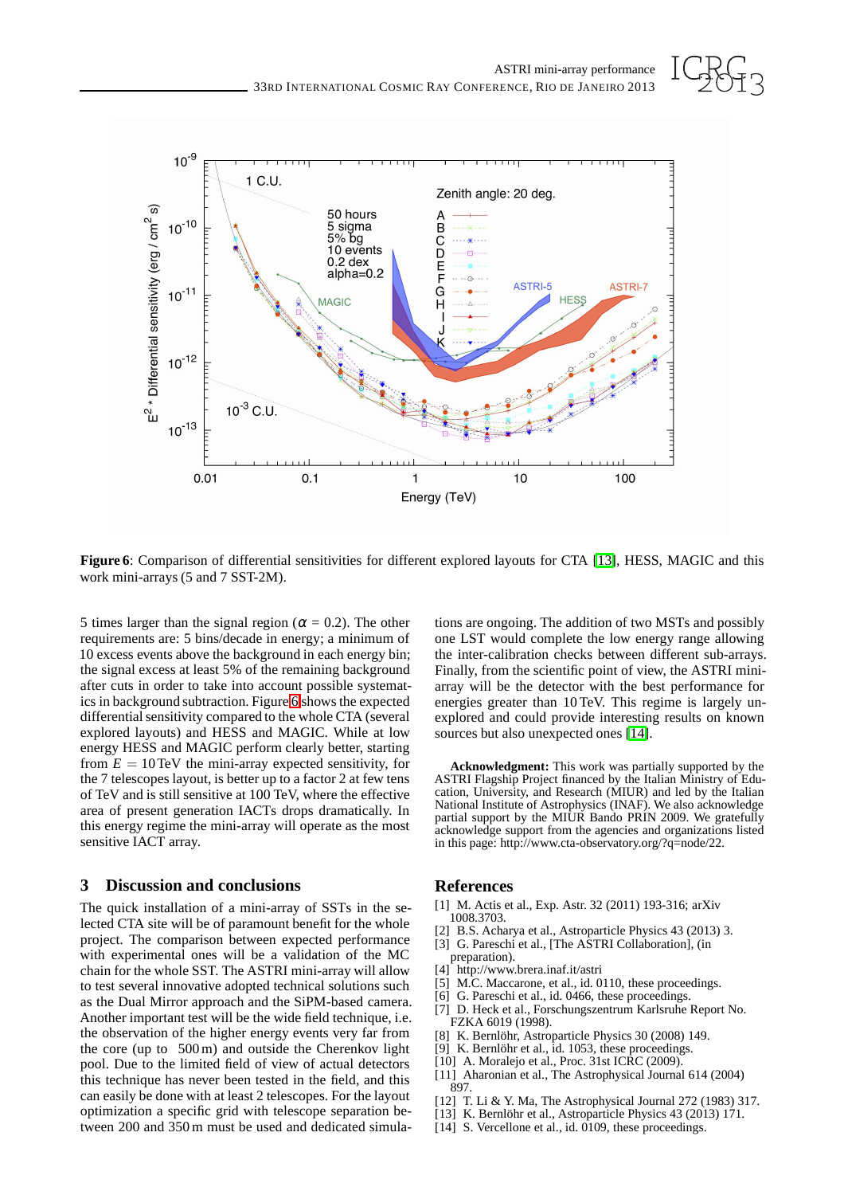10^-9

1 C.U.

Zenith angle: 20 deg.

50 hours
5 sigma
5% bg
10 events
0.2 dex
alpha=0.2

A
B
C
D
E
F
G
H
I
J
K

MAGIC

ASTRI-5

HESS

ASTRI-7

10^-10

10^-11

10^-12

10^-13

$10^{-3}$ C.U.

E$^2$ * Differential sensitivity (erg / cm$^2$ s)

0.01

0.1

1

10

100

Energy (TeV)

**Figure 6**: Comparison of differential sensitivities for different explored layouts for CTA [13], HESS, MAGIC and this work mini-arrays (5 and 7 SST-2M).

5 times larger than the signal region ($\alpha = 0.2$). The other requirements are: 5 bins/decade in energy; a minimum of 10 excess events above the background in each energy bin; the signal excess at least 5% of the remaining background after cuts in order to take into account possible systematics in background subtraction. Figure 6 shows the expected differential sensitivity compared to the whole CTA (several explored layouts) and HESS and MAGIC. While at low energy HESS and MAGIC perform clearly better, starting from $E = 10$ TeV the mini-array expected sensitivity, for the 7 telescopes layout, is better up to a factor 2 at few tens of TeV and is still sensitive at 100 TeV, where the effective area of present generation IACTs drops dramatically. In this energy regime the mini-array will operate as the most sensitive IACT array.

## 3 Discussion and conclusions

The quick installation of a mini-array of SSTs in the selected CTA site will be of paramount benefit for the whole project. The comparison between expected performance with experimental ones will be a validation of the MC chain for the whole SST. The ASTRI mini-array will allow to test several innovative adopted technical solutions such as the Dual Mirror approach and the SiPM-based camera. Another important test will be the wide field technique, i.e. the observation of the higher energy events very far from the core (up to 500 m) and outside the Cherenkov light pool. Due to the limited field of view of actual detectors this technique has never been tested in the field, and this can easily be done with at least 2 telescopes. For the layout optimization a specific grid with telescope separation between 200 and 350 m must be used and dedicated simulations are ongoing. The addition of two MSTs and possibly one LST would complete the low energy range allowing the inter-calibration checks between different sub-arrays. Finally, from the scientific point of view, the ASTRI mini-array will be the detector with the best performance for energies greater than 10 TeV. This regime is largely unexplored and could provide interesting results on known sources but also unexpected ones [14].

**Acknowledgment:** This work was partially supported by the ASTRI Flagship Project financed by the Italian Ministry of Education, University, and Research (MIUR) and led by the Italian National Institute of Astrophysics (INAF). We also acknowledge partial support by the MIUR Bando PRIN 2009. We gratefully acknowledge support from the agencies and organizations listed in this page: http://www.cta-observatory.org/?q=node/22.

## References

[1] M. Actis et al., Exp. Astr. 32 (2011) 193-316; arXiv 1008.3703.
[2] B.S. Acharya et al., Astroparticle Physics 43 (2013) 3.
[3] G. Pareschi et al., [The ASTRI Collaboration], (in preparation).
[4] http://www.brera.inaf.it/astri
[5] M.C. Maccarone, et al., id. 0110, these proceedings.
[6] G. Pareschi et al., id. 0466, these proceedings.
[7] D. Heck et al., Forschungszentrum Karlsruhe Report No. FZKA 6019 (1998).
[8] K. Bernlöhr, Astroparticle Physics 30 (2008) 149.
[9] K. Bernlöhr et al., id. 1053, these proceedings.
[10] A. Moralejo et al., Proc. 31st ICRC (2009).
[11] Aharonian et al., The Astrophysical Journal 614 (2004) 897.
[12] T. Li & Y. Ma, The Astrophysical Journal 272 (1983) 317.
[13] K. Bernlöhr et al., Astroparticle Physics 43 (2013) 171.
[14] S. Vercellone et al., id. 0109, these proceedings.